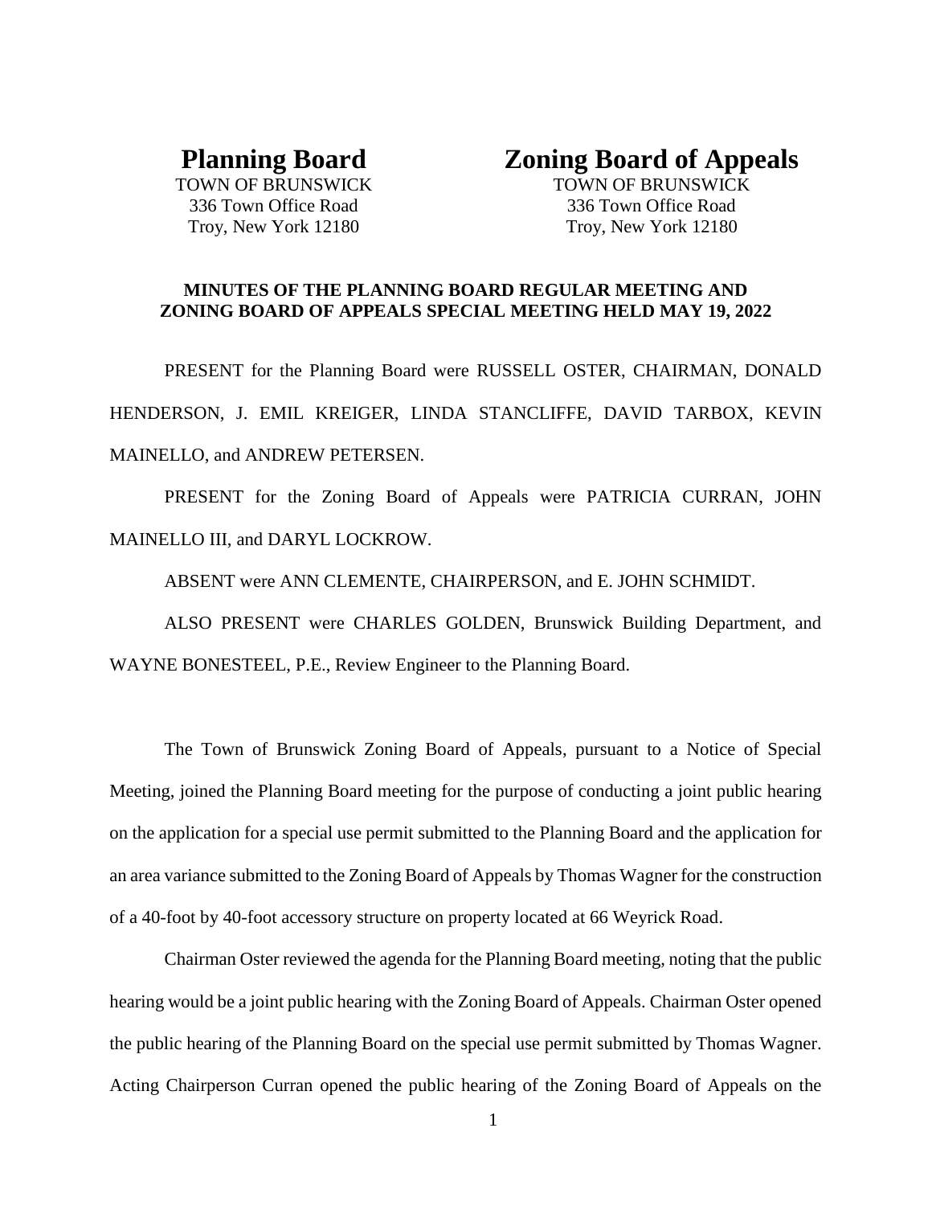**Planning Board**
TOWN OF BRUNSWICK
336 Town Office Road
Troy, New York 12180

**Zoning Board of Appeals**
TOWN OF BRUNSWICK
336 Town Office Road
Troy, New York 12180

**MINUTES OF THE PLANNING BOARD REGULAR MEETING AND ZONING BOARD OF APPEALS SPECIAL MEETING HELD MAY 19, 2022**

PRESENT for the Planning Board were RUSSELL OSTER, CHAIRMAN, DONALD HENDERSON, J. EMIL KREIGER, LINDA STANCLIFFE, DAVID TARBOX, KEVIN MAINELLO, and ANDREW PETERSEN.

PRESENT for the Zoning Board of Appeals were PATRICIA CURRAN, JOHN MAINELLO III, and DARYL LOCKROW.

ABSENT were ANN CLEMENTE, CHAIRPERSON, and E. JOHN SCHMIDT.

ALSO PRESENT were CHARLES GOLDEN, Brunswick Building Department, and WAYNE BONESTEEL, P.E., Review Engineer to the Planning Board.

The Town of Brunswick Zoning Board of Appeals, pursuant to a Notice of Special Meeting, joined the Planning Board meeting for the purpose of conducting a joint public hearing on the application for a special use permit submitted to the Planning Board and the application for an area variance submitted to the Zoning Board of Appeals by Thomas Wagner for the construction of a 40-foot by 40-foot accessory structure on property located at 66 Weyrick Road.

Chairman Oster reviewed the agenda for the Planning Board meeting, noting that the public hearing would be a joint public hearing with the Zoning Board of Appeals. Chairman Oster opened the public hearing of the Planning Board on the special use permit submitted by Thomas Wagner. Acting Chairperson Curran opened the public hearing of the Zoning Board of Appeals on the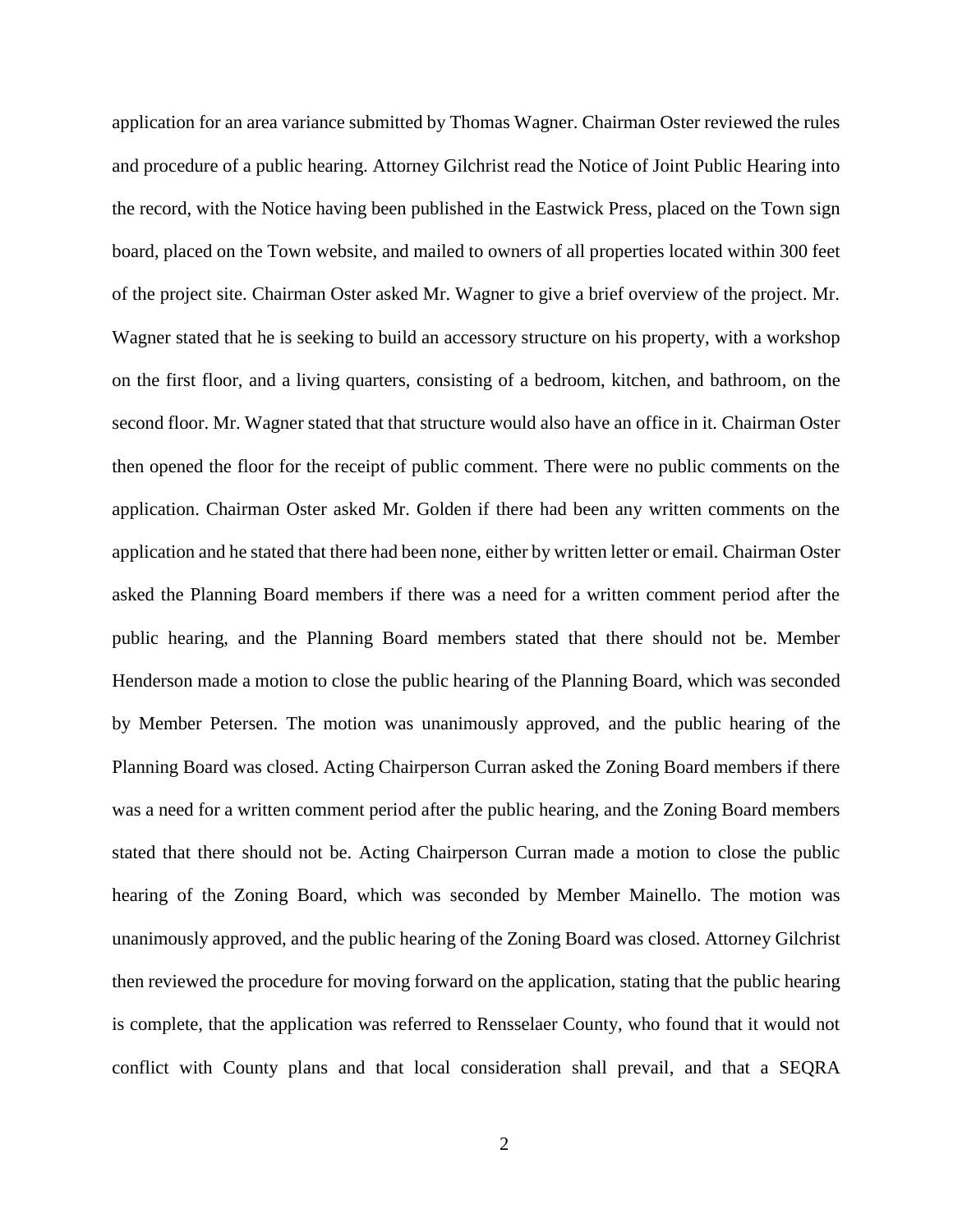application for an area variance submitted by Thomas Wagner. Chairman Oster reviewed the rules and procedure of a public hearing. Attorney Gilchrist read the Notice of Joint Public Hearing into the record, with the Notice having been published in the Eastwick Press, placed on the Town sign board, placed on the Town website, and mailed to owners of all properties located within 300 feet of the project site. Chairman Oster asked Mr. Wagner to give a brief overview of the project. Mr. Wagner stated that he is seeking to build an accessory structure on his property, with a workshop on the first floor, and a living quarters, consisting of a bedroom, kitchen, and bathroom, on the second floor. Mr. Wagner stated that that structure would also have an office in it. Chairman Oster then opened the floor for the receipt of public comment. There were no public comments on the application. Chairman Oster asked Mr. Golden if there had been any written comments on the application and he stated that there had been none, either by written letter or email. Chairman Oster asked the Planning Board members if there was a need for a written comment period after the public hearing, and the Planning Board members stated that there should not be. Member Henderson made a motion to close the public hearing of the Planning Board, which was seconded by Member Petersen. The motion was unanimously approved, and the public hearing of the Planning Board was closed. Acting Chairperson Curran asked the Zoning Board members if there was a need for a written comment period after the public hearing, and the Zoning Board members stated that there should not be. Acting Chairperson Curran made a motion to close the public hearing of the Zoning Board, which was seconded by Member Mainello. The motion was unanimously approved, and the public hearing of the Zoning Board was closed. Attorney Gilchrist then reviewed the procedure for moving forward on the application, stating that the public hearing is complete, that the application was referred to Rensselaer County, who found that it would not conflict with County plans and that local consideration shall prevail, and that a SEQRA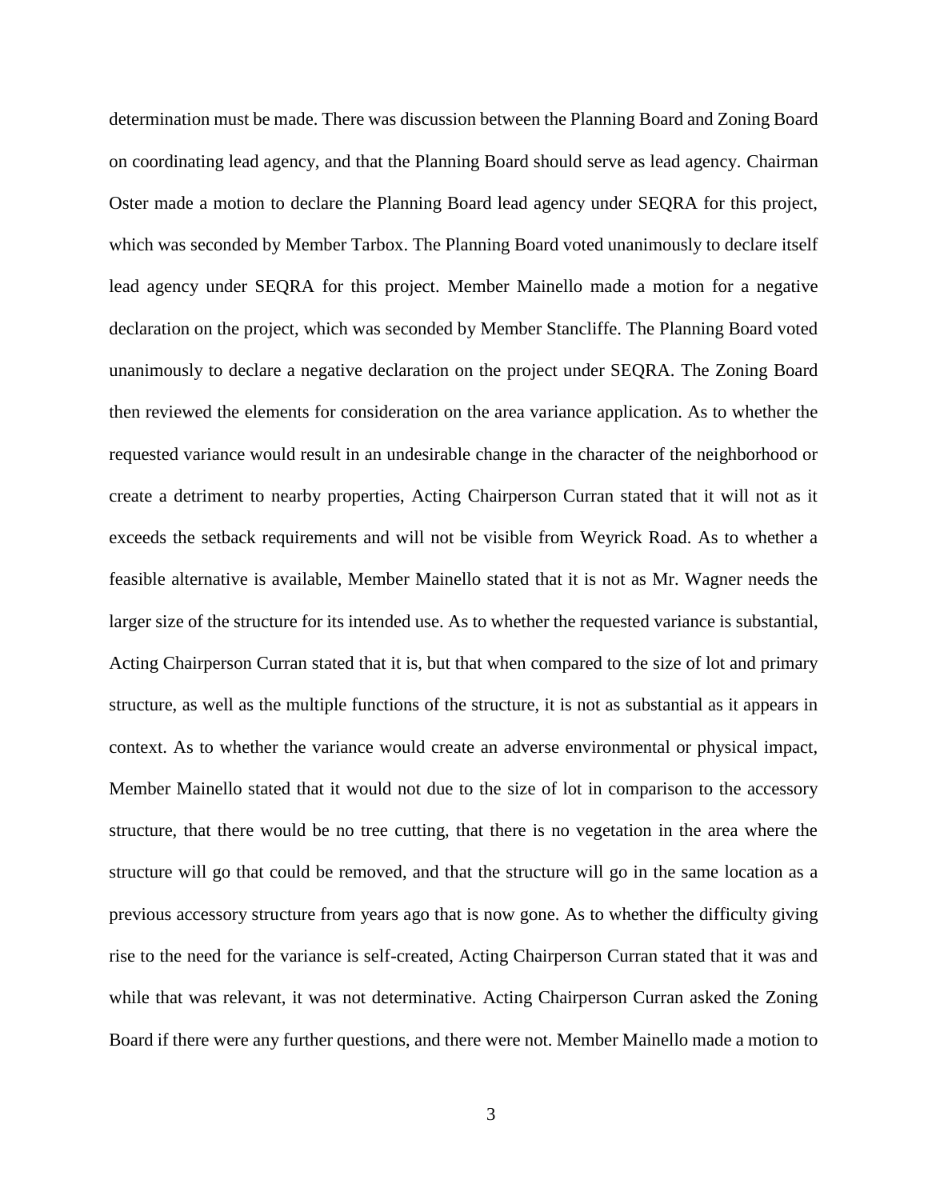determination must be made. There was discussion between the Planning Board and Zoning Board on coordinating lead agency, and that the Planning Board should serve as lead agency. Chairman Oster made a motion to declare the Planning Board lead agency under SEQRA for this project, which was seconded by Member Tarbox. The Planning Board voted unanimously to declare itself lead agency under SEQRA for this project. Member Mainello made a motion for a negative declaration on the project, which was seconded by Member Stancliffe. The Planning Board voted unanimously to declare a negative declaration on the project under SEQRA. The Zoning Board then reviewed the elements for consideration on the area variance application. As to whether the requested variance would result in an undesirable change in the character of the neighborhood or create a detriment to nearby properties, Acting Chairperson Curran stated that it will not as it exceeds the setback requirements and will not be visible from Weyrick Road. As to whether a feasible alternative is available, Member Mainello stated that it is not as Mr. Wagner needs the larger size of the structure for its intended use. As to whether the requested variance is substantial, Acting Chairperson Curran stated that it is, but that when compared to the size of lot and primary structure, as well as the multiple functions of the structure, it is not as substantial as it appears in context. As to whether the variance would create an adverse environmental or physical impact, Member Mainello stated that it would not due to the size of lot in comparison to the accessory structure, that there would be no tree cutting, that there is no vegetation in the area where the structure will go that could be removed, and that the structure will go in the same location as a previous accessory structure from years ago that is now gone. As to whether the difficulty giving rise to the need for the variance is self-created, Acting Chairperson Curran stated that it was and while that was relevant, it was not determinative. Acting Chairperson Curran asked the Zoning Board if there were any further questions, and there were not. Member Mainello made a motion to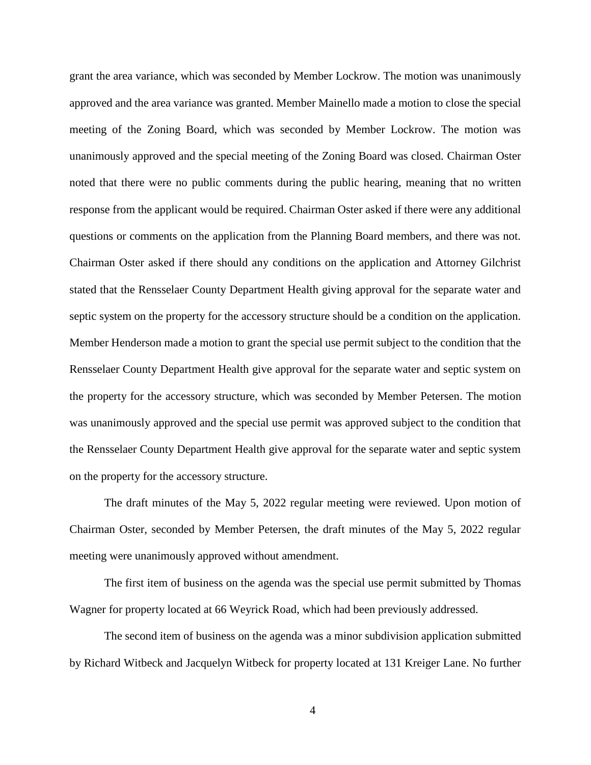grant the area variance, which was seconded by Member Lockrow. The motion was unanimously approved and the area variance was granted. Member Mainello made a motion to close the special meeting of the Zoning Board, which was seconded by Member Lockrow. The motion was unanimously approved and the special meeting of the Zoning Board was closed. Chairman Oster noted that there were no public comments during the public hearing, meaning that no written response from the applicant would be required. Chairman Oster asked if there were any additional questions or comments on the application from the Planning Board members, and there was not. Chairman Oster asked if there should any conditions on the application and Attorney Gilchrist stated that the Rensselaer County Department Health giving approval for the separate water and septic system on the property for the accessory structure should be a condition on the application. Member Henderson made a motion to grant the special use permit subject to the condition that the Rensselaer County Department Health give approval for the separate water and septic system on the property for the accessory structure, which was seconded by Member Petersen. The motion was unanimously approved and the special use permit was approved subject to the condition that the Rensselaer County Department Health give approval for the separate water and septic system on the property for the accessory structure.

The draft minutes of the May 5, 2022 regular meeting were reviewed. Upon motion of Chairman Oster, seconded by Member Petersen, the draft minutes of the May 5, 2022 regular meeting were unanimously approved without amendment.

The first item of business on the agenda was the special use permit submitted by Thomas Wagner for property located at 66 Weyrick Road, which had been previously addressed.

The second item of business on the agenda was a minor subdivision application submitted by Richard Witbeck and Jacquelyn Witbeck for property located at 131 Kreiger Lane. No further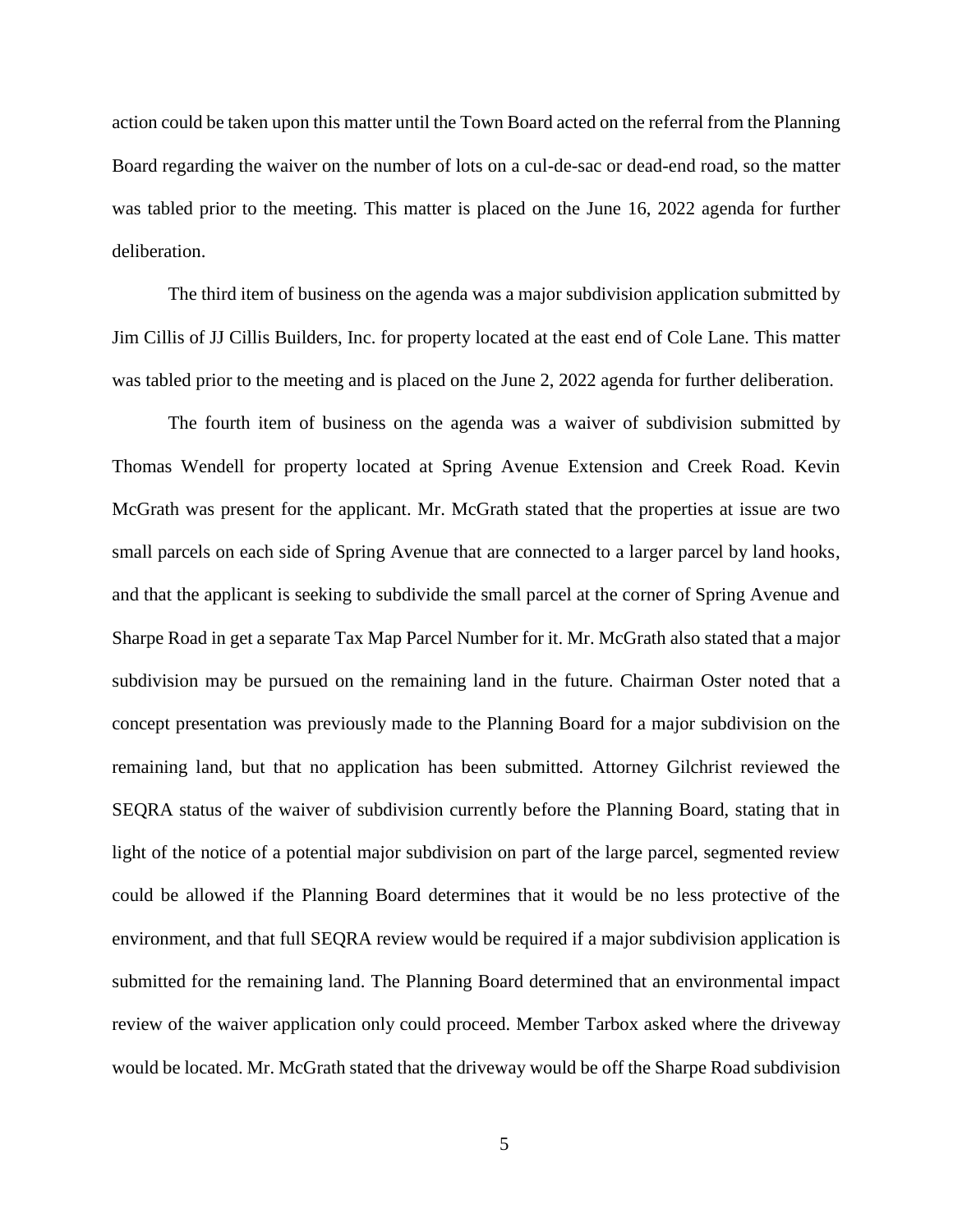action could be taken upon this matter until the Town Board acted on the referral from the Planning Board regarding the waiver on the number of lots on a cul-de-sac or dead-end road, so the matter was tabled prior to the meeting. This matter is placed on the June 16, 2022 agenda for further deliberation.

The third item of business on the agenda was a major subdivision application submitted by Jim Cillis of JJ Cillis Builders, Inc. for property located at the east end of Cole Lane. This matter was tabled prior to the meeting and is placed on the June 2, 2022 agenda for further deliberation.

The fourth item of business on the agenda was a waiver of subdivision submitted by Thomas Wendell for property located at Spring Avenue Extension and Creek Road. Kevin McGrath was present for the applicant. Mr. McGrath stated that the properties at issue are two small parcels on each side of Spring Avenue that are connected to a larger parcel by land hooks, and that the applicant is seeking to subdivide the small parcel at the corner of Spring Avenue and Sharpe Road in get a separate Tax Map Parcel Number for it. Mr. McGrath also stated that a major subdivision may be pursued on the remaining land in the future. Chairman Oster noted that a concept presentation was previously made to the Planning Board for a major subdivision on the remaining land, but that no application has been submitted. Attorney Gilchrist reviewed the SEQRA status of the waiver of subdivision currently before the Planning Board, stating that in light of the notice of a potential major subdivision on part of the large parcel, segmented review could be allowed if the Planning Board determines that it would be no less protective of the environment, and that full SEQRA review would be required if a major subdivision application is submitted for the remaining land. The Planning Board determined that an environmental impact review of the waiver application only could proceed. Member Tarbox asked where the driveway would be located. Mr. McGrath stated that the driveway would be off the Sharpe Road subdivision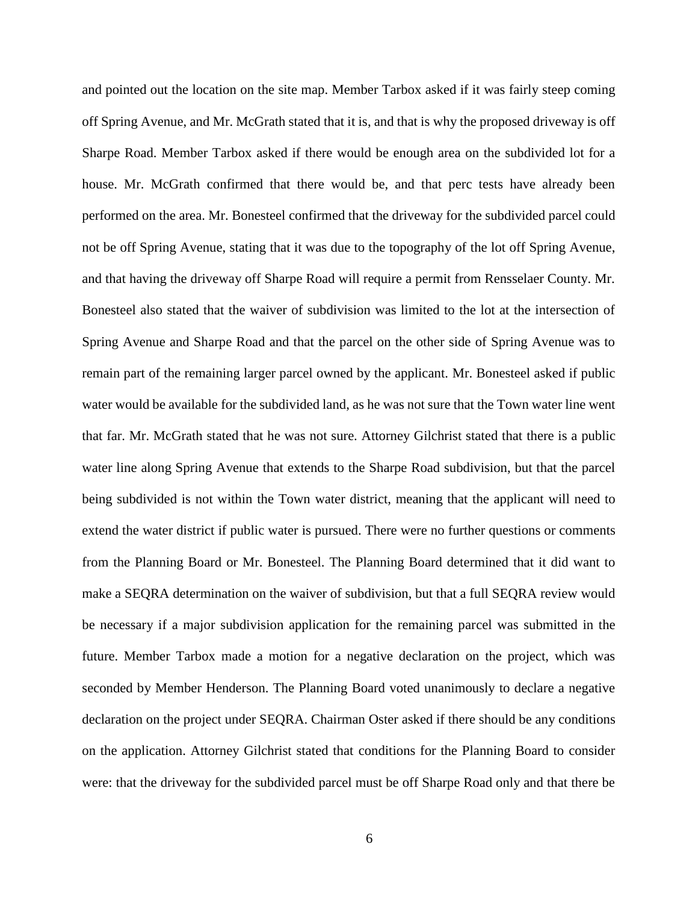and pointed out the location on the site map. Member Tarbox asked if it was fairly steep coming off Spring Avenue, and Mr. McGrath stated that it is, and that is why the proposed driveway is off Sharpe Road. Member Tarbox asked if there would be enough area on the subdivided lot for a house. Mr. McGrath confirmed that there would be, and that perc tests have already been performed on the area. Mr. Bonesteel confirmed that the driveway for the subdivided parcel could not be off Spring Avenue, stating that it was due to the topography of the lot off Spring Avenue, and that having the driveway off Sharpe Road will require a permit from Rensselaer County. Mr. Bonesteel also stated that the waiver of subdivision was limited to the lot at the intersection of Spring Avenue and Sharpe Road and that the parcel on the other side of Spring Avenue was to remain part of the remaining larger parcel owned by the applicant. Mr. Bonesteel asked if public water would be available for the subdivided land, as he was not sure that the Town water line went that far. Mr. McGrath stated that he was not sure. Attorney Gilchrist stated that there is a public water line along Spring Avenue that extends to the Sharpe Road subdivision, but that the parcel being subdivided is not within the Town water district, meaning that the applicant will need to extend the water district if public water is pursued. There were no further questions or comments from the Planning Board or Mr. Bonesteel. The Planning Board determined that it did want to make a SEQRA determination on the waiver of subdivision, but that a full SEQRA review would be necessary if a major subdivision application for the remaining parcel was submitted in the future. Member Tarbox made a motion for a negative declaration on the project, which was seconded by Member Henderson. The Planning Board voted unanimously to declare a negative declaration on the project under SEQRA. Chairman Oster asked if there should be any conditions on the application. Attorney Gilchrist stated that conditions for the Planning Board to consider were: that the driveway for the subdivided parcel must be off Sharpe Road only and that there be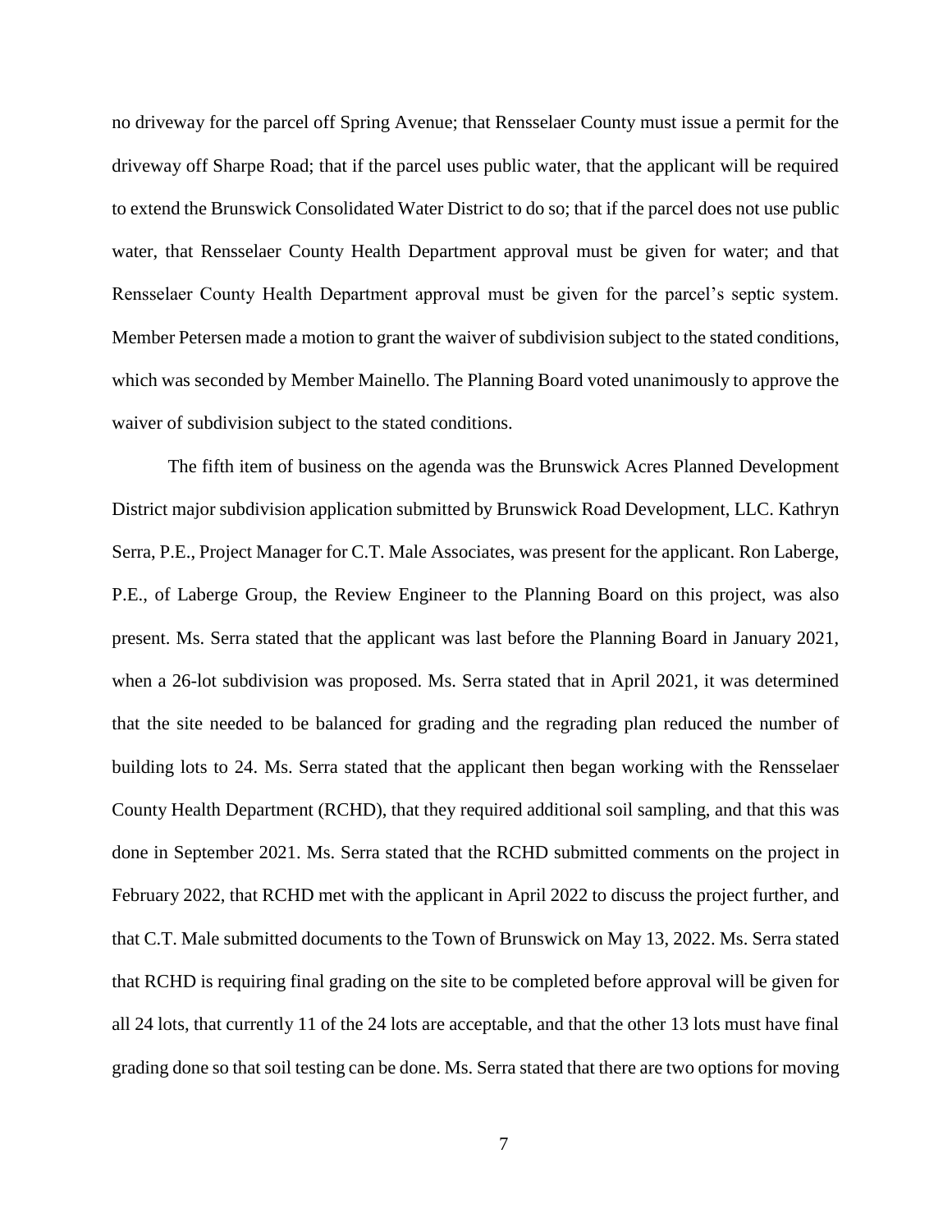no driveway for the parcel off Spring Avenue; that Rensselaer County must issue a permit for the driveway off Sharpe Road; that if the parcel uses public water, that the applicant will be required to extend the Brunswick Consolidated Water District to do so; that if the parcel does not use public water, that Rensselaer County Health Department approval must be given for water; and that Rensselaer County Health Department approval must be given for the parcel's septic system. Member Petersen made a motion to grant the waiver of subdivision subject to the stated conditions, which was seconded by Member Mainello. The Planning Board voted unanimously to approve the waiver of subdivision subject to the stated conditions.

The fifth item of business on the agenda was the Brunswick Acres Planned Development District major subdivision application submitted by Brunswick Road Development, LLC. Kathryn Serra, P.E., Project Manager for C.T. Male Associates, was present for the applicant. Ron Laberge, P.E., of Laberge Group, the Review Engineer to the Planning Board on this project, was also present. Ms. Serra stated that the applicant was last before the Planning Board in January 2021, when a 26-lot subdivision was proposed. Ms. Serra stated that in April 2021, it was determined that the site needed to be balanced for grading and the regrading plan reduced the number of building lots to 24. Ms. Serra stated that the applicant then began working with the Rensselaer County Health Department (RCHD), that they required additional soil sampling, and that this was done in September 2021. Ms. Serra stated that the RCHD submitted comments on the project in February 2022, that RCHD met with the applicant in April 2022 to discuss the project further, and that C.T. Male submitted documents to the Town of Brunswick on May 13, 2022. Ms. Serra stated that RCHD is requiring final grading on the site to be completed before approval will be given for all 24 lots, that currently 11 of the 24 lots are acceptable, and that the other 13 lots must have final grading done so that soil testing can be done. Ms. Serra stated that there are two options for moving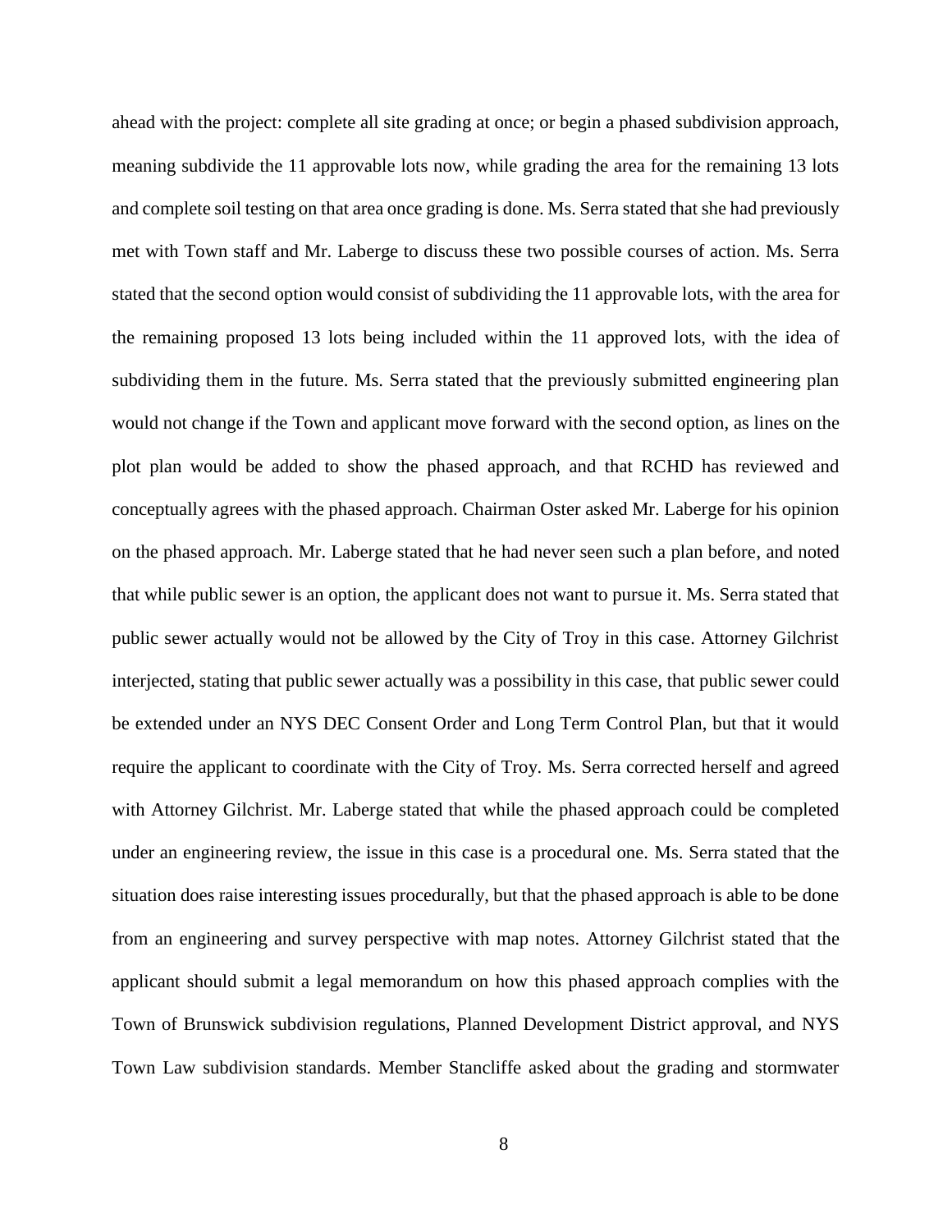ahead with the project: complete all site grading at once; or begin a phased subdivision approach, meaning subdivide the 11 approvable lots now, while grading the area for the remaining 13 lots and complete soil testing on that area once grading is done. Ms. Serra stated that she had previously met with Town staff and Mr. Laberge to discuss these two possible courses of action. Ms. Serra stated that the second option would consist of subdividing the 11 approvable lots, with the area for the remaining proposed 13 lots being included within the 11 approved lots, with the idea of subdividing them in the future. Ms. Serra stated that the previously submitted engineering plan would not change if the Town and applicant move forward with the second option, as lines on the plot plan would be added to show the phased approach, and that RCHD has reviewed and conceptually agrees with the phased approach. Chairman Oster asked Mr. Laberge for his opinion on the phased approach. Mr. Laberge stated that he had never seen such a plan before, and noted that while public sewer is an option, the applicant does not want to pursue it. Ms. Serra stated that public sewer actually would not be allowed by the City of Troy in this case. Attorney Gilchrist interjected, stating that public sewer actually was a possibility in this case, that public sewer could be extended under an NYS DEC Consent Order and Long Term Control Plan, but that it would require the applicant to coordinate with the City of Troy. Ms. Serra corrected herself and agreed with Attorney Gilchrist. Mr. Laberge stated that while the phased approach could be completed under an engineering review, the issue in this case is a procedural one. Ms. Serra stated that the situation does raise interesting issues procedurally, but that the phased approach is able to be done from an engineering and survey perspective with map notes. Attorney Gilchrist stated that the applicant should submit a legal memorandum on how this phased approach complies with the Town of Brunswick subdivision regulations, Planned Development District approval, and NYS Town Law subdivision standards. Member Stancliffe asked about the grading and stormwater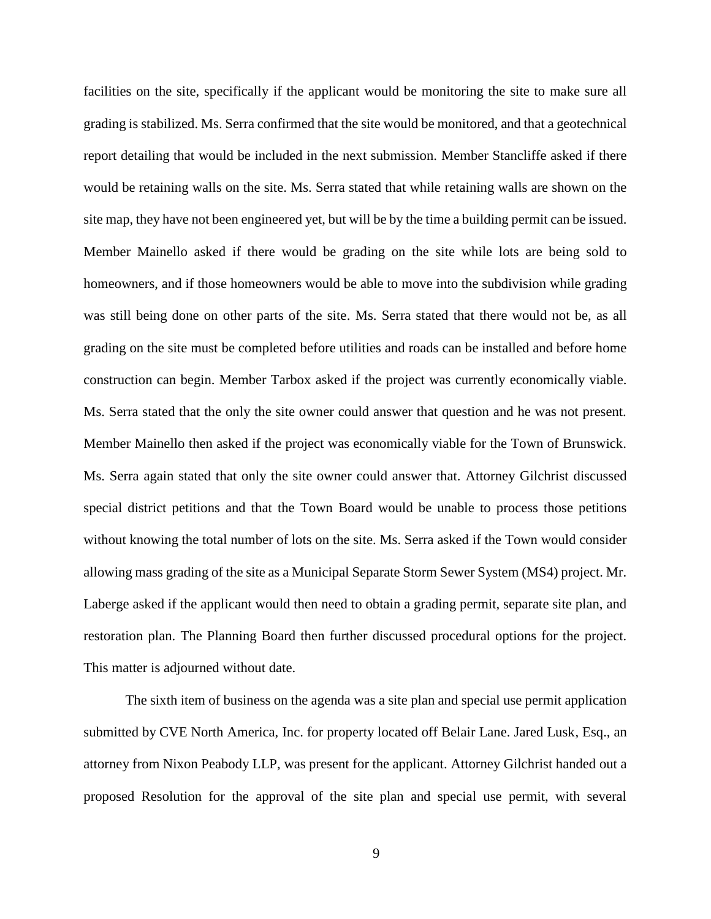facilities on the site, specifically if the applicant would be monitoring the site to make sure all grading is stabilized. Ms. Serra confirmed that the site would be monitored, and that a geotechnical report detailing that would be included in the next submission. Member Stancliffe asked if there would be retaining walls on the site. Ms. Serra stated that while retaining walls are shown on the site map, they have not been engineered yet, but will be by the time a building permit can be issued. Member Mainello asked if there would be grading on the site while lots are being sold to homeowners, and if those homeowners would be able to move into the subdivision while grading was still being done on other parts of the site. Ms. Serra stated that there would not be, as all grading on the site must be completed before utilities and roads can be installed and before home construction can begin. Member Tarbox asked if the project was currently economically viable. Ms. Serra stated that the only the site owner could answer that question and he was not present. Member Mainello then asked if the project was economically viable for the Town of Brunswick. Ms. Serra again stated that only the site owner could answer that. Attorney Gilchrist discussed special district petitions and that the Town Board would be unable to process those petitions without knowing the total number of lots on the site. Ms. Serra asked if the Town would consider allowing mass grading of the site as a Municipal Separate Storm Sewer System (MS4) project. Mr. Laberge asked if the applicant would then need to obtain a grading permit, separate site plan, and restoration plan. The Planning Board then further discussed procedural options for the project. This matter is adjourned without date.

The sixth item of business on the agenda was a site plan and special use permit application submitted by CVE North America, Inc. for property located off Belair Lane. Jared Lusk, Esq., an attorney from Nixon Peabody LLP, was present for the applicant. Attorney Gilchrist handed out a proposed Resolution for the approval of the site plan and special use permit, with several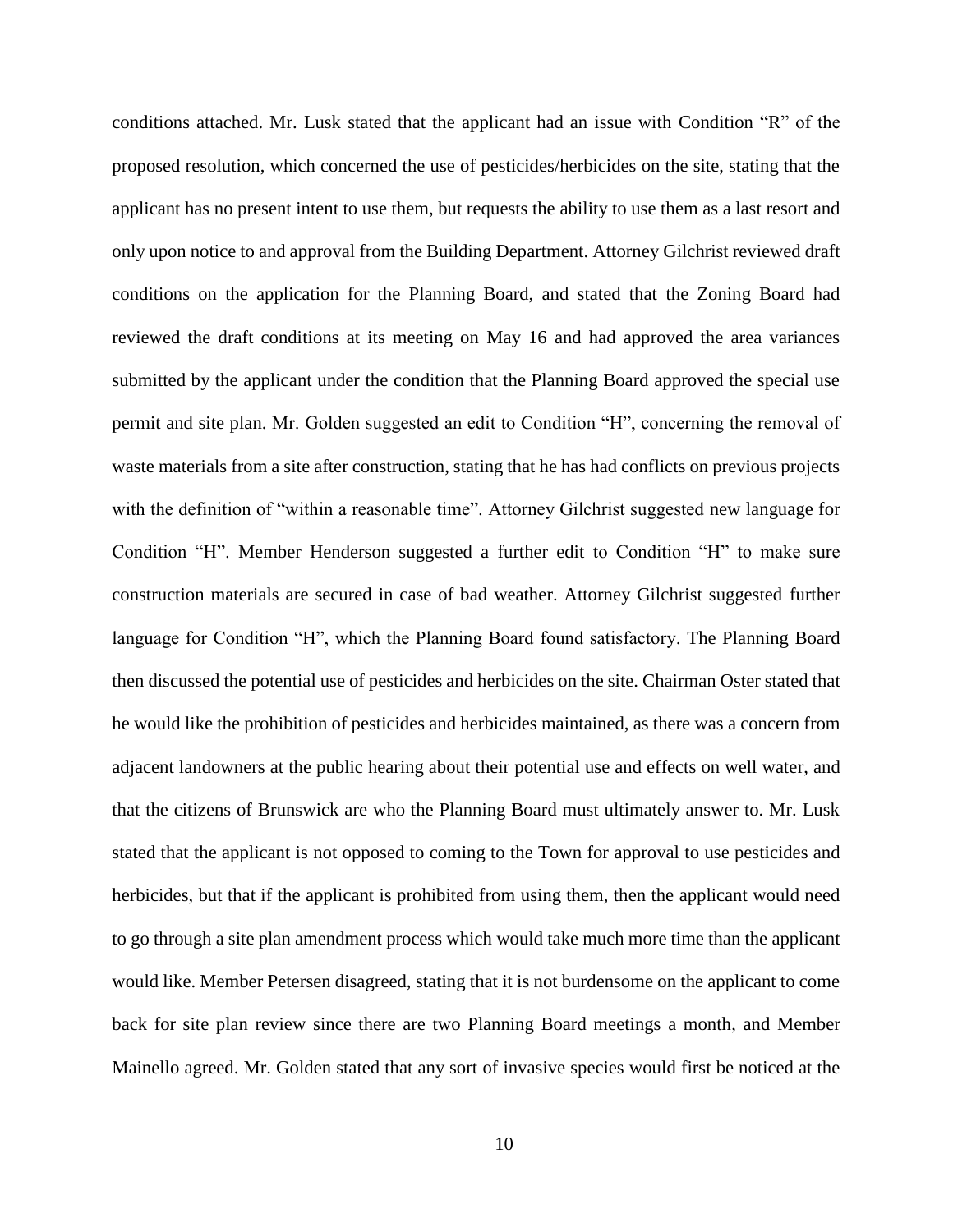conditions attached. Mr. Lusk stated that the applicant had an issue with Condition "R" of the proposed resolution, which concerned the use of pesticides/herbicides on the site, stating that the applicant has no present intent to use them, but requests the ability to use them as a last resort and only upon notice to and approval from the Building Department. Attorney Gilchrist reviewed draft conditions on the application for the Planning Board, and stated that the Zoning Board had reviewed the draft conditions at its meeting on May 16 and had approved the area variances submitted by the applicant under the condition that the Planning Board approved the special use permit and site plan. Mr. Golden suggested an edit to Condition "H", concerning the removal of waste materials from a site after construction, stating that he has had conflicts on previous projects with the definition of "within a reasonable time". Attorney Gilchrist suggested new language for Condition "H". Member Henderson suggested a further edit to Condition "H" to make sure construction materials are secured in case of bad weather. Attorney Gilchrist suggested further language for Condition "H", which the Planning Board found satisfactory. The Planning Board then discussed the potential use of pesticides and herbicides on the site. Chairman Oster stated that he would like the prohibition of pesticides and herbicides maintained, as there was a concern from adjacent landowners at the public hearing about their potential use and effects on well water, and that the citizens of Brunswick are who the Planning Board must ultimately answer to. Mr. Lusk stated that the applicant is not opposed to coming to the Town for approval to use pesticides and herbicides, but that if the applicant is prohibited from using them, then the applicant would need to go through a site plan amendment process which would take much more time than the applicant would like. Member Petersen disagreed, stating that it is not burdensome on the applicant to come back for site plan review since there are two Planning Board meetings a month, and Member Mainello agreed. Mr. Golden stated that any sort of invasive species would first be noticed at the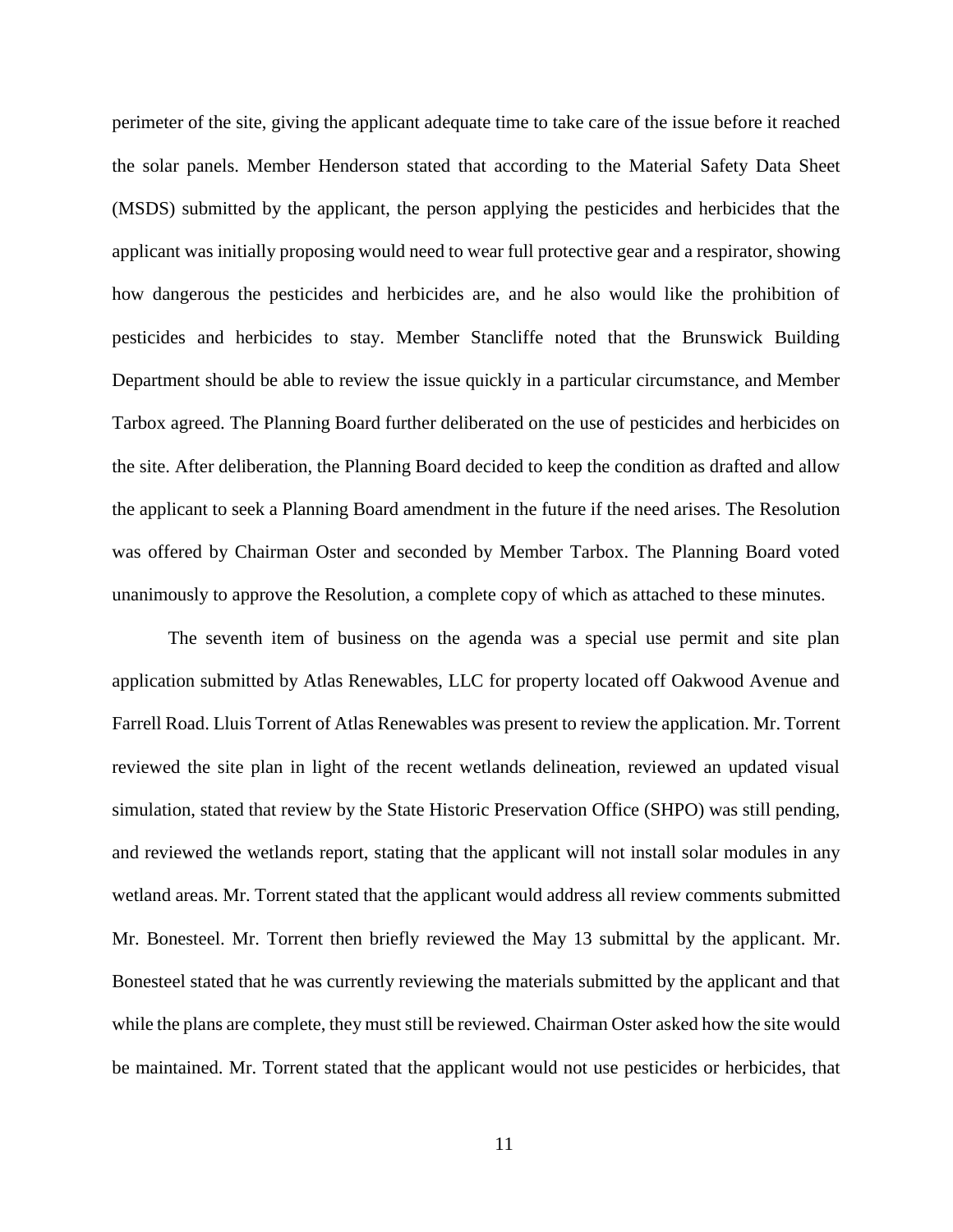perimeter of the site, giving the applicant adequate time to take care of the issue before it reached the solar panels. Member Henderson stated that according to the Material Safety Data Sheet (MSDS) submitted by the applicant, the person applying the pesticides and herbicides that the applicant was initially proposing would need to wear full protective gear and a respirator, showing how dangerous the pesticides and herbicides are, and he also would like the prohibition of pesticides and herbicides to stay. Member Stancliffe noted that the Brunswick Building Department should be able to review the issue quickly in a particular circumstance, and Member Tarbox agreed. The Planning Board further deliberated on the use of pesticides and herbicides on the site. After deliberation, the Planning Board decided to keep the condition as drafted and allow the applicant to seek a Planning Board amendment in the future if the need arises. The Resolution was offered by Chairman Oster and seconded by Member Tarbox. The Planning Board voted unanimously to approve the Resolution, a complete copy of which as attached to these minutes.

The seventh item of business on the agenda was a special use permit and site plan application submitted by Atlas Renewables, LLC for property located off Oakwood Avenue and Farrell Road. Lluis Torrent of Atlas Renewables was present to review the application. Mr. Torrent reviewed the site plan in light of the recent wetlands delineation, reviewed an updated visual simulation, stated that review by the State Historic Preservation Office (SHPO) was still pending, and reviewed the wetlands report, stating that the applicant will not install solar modules in any wetland areas. Mr. Torrent stated that the applicant would address all review comments submitted Mr. Bonesteel. Mr. Torrent then briefly reviewed the May 13 submittal by the applicant. Mr. Bonesteel stated that he was currently reviewing the materials submitted by the applicant and that while the plans are complete, they must still be reviewed. Chairman Oster asked how the site would be maintained. Mr. Torrent stated that the applicant would not use pesticides or herbicides, that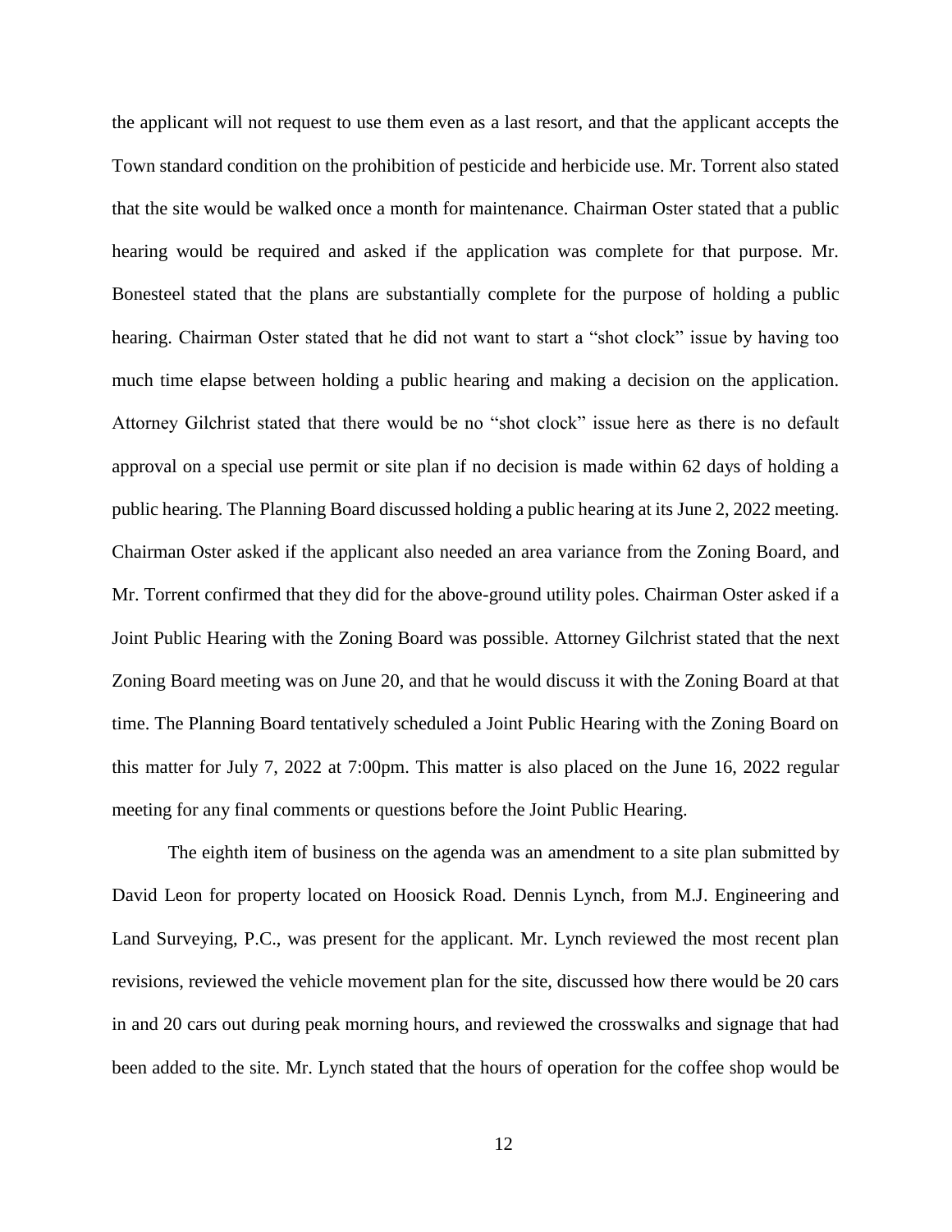the applicant will not request to use them even as a last resort, and that the applicant accepts the Town standard condition on the prohibition of pesticide and herbicide use. Mr. Torrent also stated that the site would be walked once a month for maintenance. Chairman Oster stated that a public hearing would be required and asked if the application was complete for that purpose. Mr. Bonesteel stated that the plans are substantially complete for the purpose of holding a public hearing. Chairman Oster stated that he did not want to start a "shot clock" issue by having too much time elapse between holding a public hearing and making a decision on the application. Attorney Gilchrist stated that there would be no "shot clock" issue here as there is no default approval on a special use permit or site plan if no decision is made within 62 days of holding a public hearing. The Planning Board discussed holding a public hearing at its June 2, 2022 meeting. Chairman Oster asked if the applicant also needed an area variance from the Zoning Board, and Mr. Torrent confirmed that they did for the above-ground utility poles. Chairman Oster asked if a Joint Public Hearing with the Zoning Board was possible. Attorney Gilchrist stated that the next Zoning Board meeting was on June 20, and that he would discuss it with the Zoning Board at that time. The Planning Board tentatively scheduled a Joint Public Hearing with the Zoning Board on this matter for July 7, 2022 at 7:00pm. This matter is also placed on the June 16, 2022 regular meeting for any final comments or questions before the Joint Public Hearing.

The eighth item of business on the agenda was an amendment to a site plan submitted by David Leon for property located on Hoosick Road. Dennis Lynch, from M.J. Engineering and Land Surveying, P.C., was present for the applicant. Mr. Lynch reviewed the most recent plan revisions, reviewed the vehicle movement plan for the site, discussed how there would be 20 cars in and 20 cars out during peak morning hours, and reviewed the crosswalks and signage that had been added to the site. Mr. Lynch stated that the hours of operation for the coffee shop would be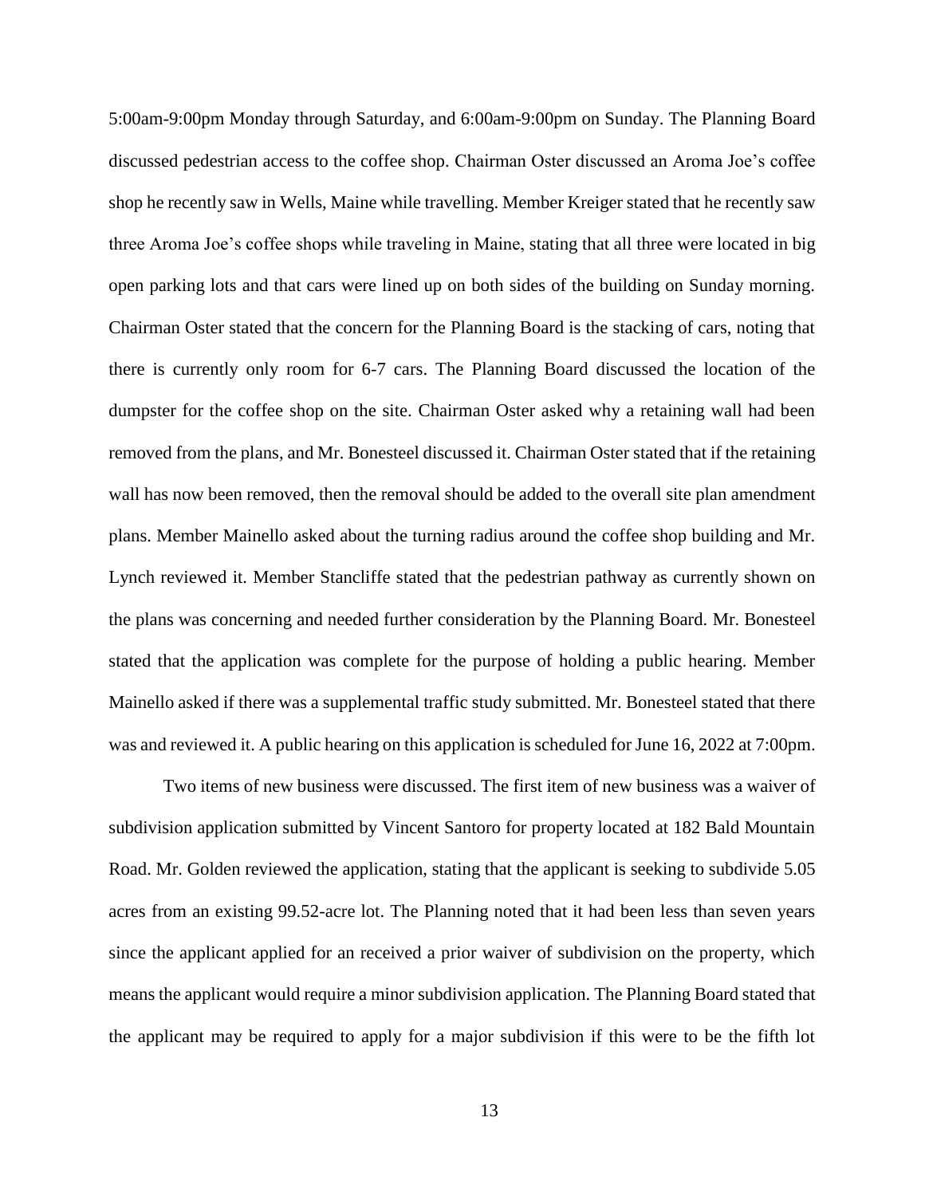5:00am-9:00pm Monday through Saturday, and 6:00am-9:00pm on Sunday. The Planning Board discussed pedestrian access to the coffee shop. Chairman Oster discussed an Aroma Joe's coffee shop he recently saw in Wells, Maine while travelling. Member Kreiger stated that he recently saw three Aroma Joe's coffee shops while traveling in Maine, stating that all three were located in big open parking lots and that cars were lined up on both sides of the building on Sunday morning. Chairman Oster stated that the concern for the Planning Board is the stacking of cars, noting that there is currently only room for 6-7 cars. The Planning Board discussed the location of the dumpster for the coffee shop on the site. Chairman Oster asked why a retaining wall had been removed from the plans, and Mr. Bonesteel discussed it. Chairman Oster stated that if the retaining wall has now been removed, then the removal should be added to the overall site plan amendment plans. Member Mainello asked about the turning radius around the coffee shop building and Mr. Lynch reviewed it. Member Stancliffe stated that the pedestrian pathway as currently shown on the plans was concerning and needed further consideration by the Planning Board. Mr. Bonesteel stated that the application was complete for the purpose of holding a public hearing. Member Mainello asked if there was a supplemental traffic study submitted. Mr. Bonesteel stated that there was and reviewed it. A public hearing on this application is scheduled for June 16, 2022 at 7:00pm.

Two items of new business were discussed. The first item of new business was a waiver of subdivision application submitted by Vincent Santoro for property located at 182 Bald Mountain Road. Mr. Golden reviewed the application, stating that the applicant is seeking to subdivide 5.05 acres from an existing 99.52-acre lot. The Planning noted that it had been less than seven years since the applicant applied for an received a prior waiver of subdivision on the property, which means the applicant would require a minor subdivision application. The Planning Board stated that the applicant may be required to apply for a major subdivision if this were to be the fifth lot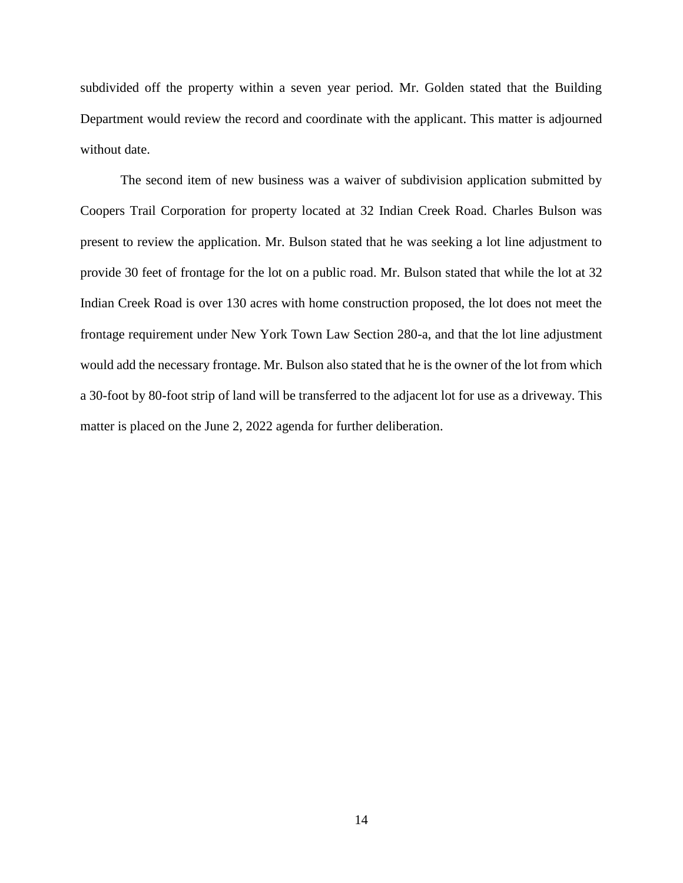subdivided off the property within a seven year period. Mr. Golden stated that the Building Department would review the record and coordinate with the applicant. This matter is adjourned without date.

The second item of new business was a waiver of subdivision application submitted by Coopers Trail Corporation for property located at 32 Indian Creek Road. Charles Bulson was present to review the application. Mr. Bulson stated that he was seeking a lot line adjustment to provide 30 feet of frontage for the lot on a public road. Mr. Bulson stated that while the lot at 32 Indian Creek Road is over 130 acres with home construction proposed, the lot does not meet the frontage requirement under New York Town Law Section 280-a, and that the lot line adjustment would add the necessary frontage. Mr. Bulson also stated that he is the owner of the lot from which a 30-foot by 80-foot strip of land will be transferred to the adjacent lot for use as a driveway. This matter is placed on the June 2, 2022 agenda for further deliberation.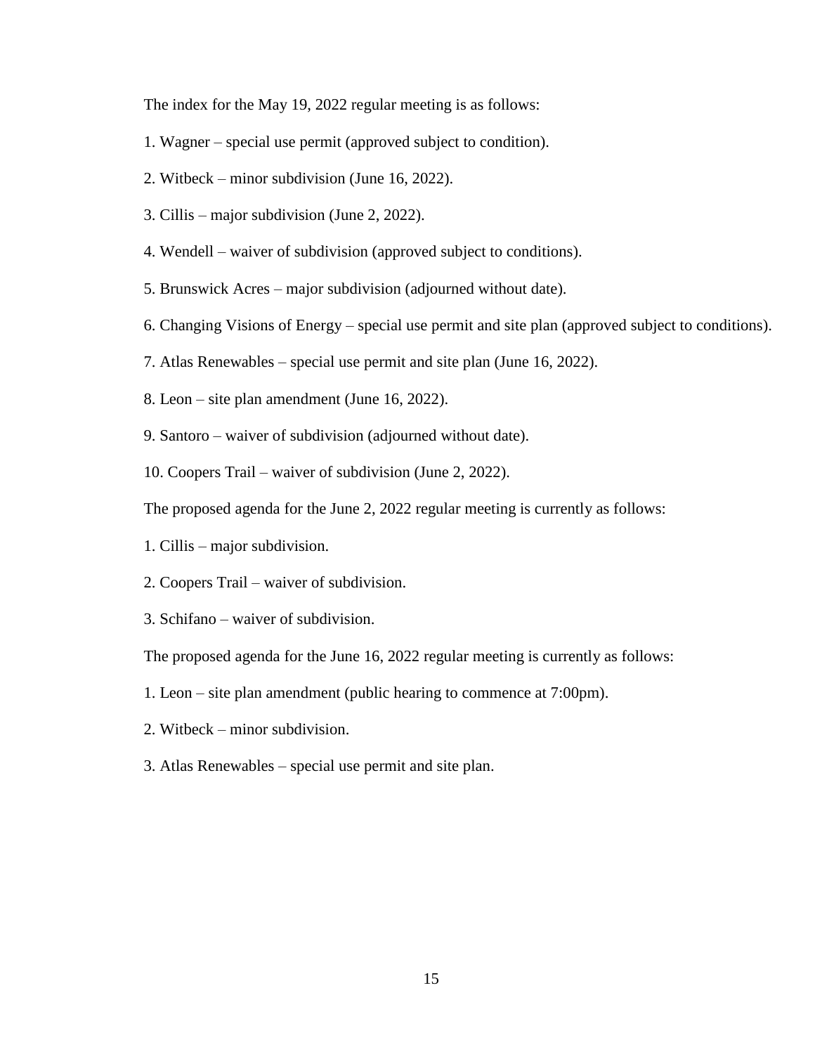The index for the May 19, 2022 regular meeting is as follows:

1. Wagner – special use permit (approved subject to condition).

2. Witbeck – minor subdivision (June 16, 2022).

3. Cillis – major subdivision (June 2, 2022).

4. Wendell – waiver of subdivision (approved subject to conditions).

5. Brunswick Acres – major subdivision (adjourned without date).

6. Changing Visions of Energy – special use permit and site plan (approved subject to conditions).

7. Atlas Renewables – special use permit and site plan (June 16, 2022).

8. Leon – site plan amendment (June 16, 2022).

9. Santoro – waiver of subdivision (adjourned without date).

10. Coopers Trail – waiver of subdivision (June 2, 2022).

The proposed agenda for the June 2, 2022 regular meeting is currently as follows:

1. Cillis – major subdivision.

2. Coopers Trail – waiver of subdivision.

3. Schifano – waiver of subdivision.

The proposed agenda for the June 16, 2022 regular meeting is currently as follows:

1. Leon – site plan amendment (public hearing to commence at 7:00pm).

2. Witbeck – minor subdivision.

3. Atlas Renewables – special use permit and site plan.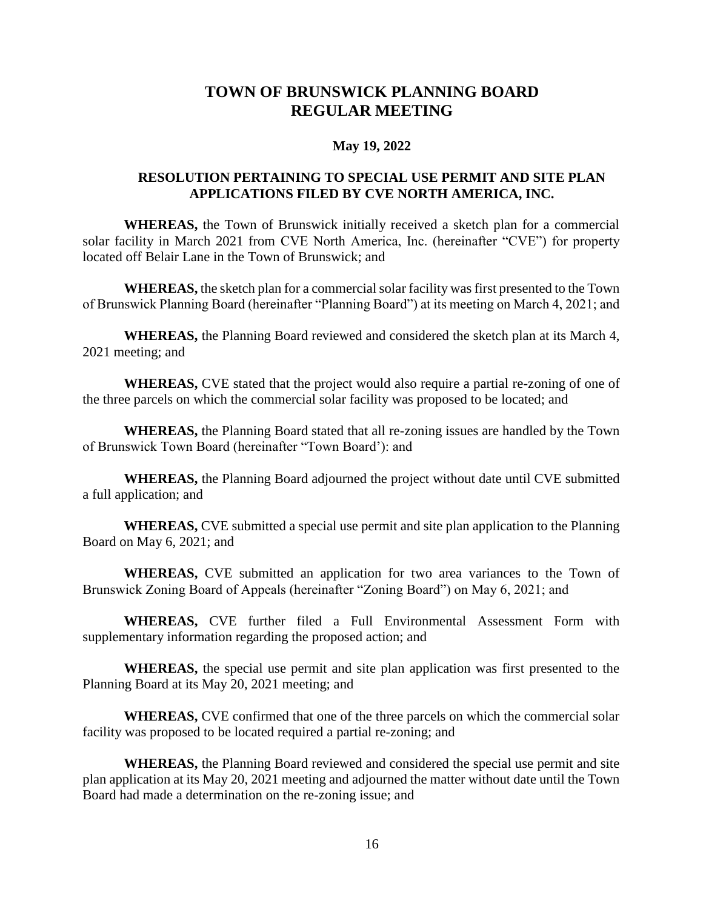# TOWN OF BRUNSWICK PLANNING BOARD REGULAR MEETING

**May 19, 2022**

## RESOLUTION PERTAINING TO SPECIAL USE PERMIT AND SITE PLAN APPLICATIONS FILED BY CVE NORTH AMERICA, INC.

**WHEREAS,** the Town of Brunswick initially received a sketch plan for a commercial solar facility in March 2021 from CVE North America, Inc. (hereinafter "CVE") for property located off Belair Lane in the Town of Brunswick; and

**WHEREAS,** the sketch plan for a commercial solar facility was first presented to the Town of Brunswick Planning Board (hereinafter "Planning Board") at its meeting on March 4, 2021; and

**WHEREAS,** the Planning Board reviewed and considered the sketch plan at its March 4, 2021 meeting; and

**WHEREAS,** CVE stated that the project would also require a partial re-zoning of one of the three parcels on which the commercial solar facility was proposed to be located; and

**WHEREAS,** the Planning Board stated that all re-zoning issues are handled by the Town of Brunswick Town Board (hereinafter "Town Board'): and

**WHEREAS,** the Planning Board adjourned the project without date until CVE submitted a full application; and

**WHEREAS,** CVE submitted a special use permit and site plan application to the Planning Board on May 6, 2021; and

**WHEREAS,** CVE submitted an application for two area variances to the Town of Brunswick Zoning Board of Appeals (hereinafter "Zoning Board") on May 6, 2021; and

**WHEREAS,** CVE further filed a Full Environmental Assessment Form with supplementary information regarding the proposed action; and

**WHEREAS,** the special use permit and site plan application was first presented to the Planning Board at its May 20, 2021 meeting; and

**WHEREAS,** CVE confirmed that one of the three parcels on which the commercial solar facility was proposed to be located required a partial re-zoning; and

**WHEREAS,** the Planning Board reviewed and considered the special use permit and site plan application at its May 20, 2021 meeting and adjourned the matter without date until the Town Board had made a determination on the re-zoning issue; and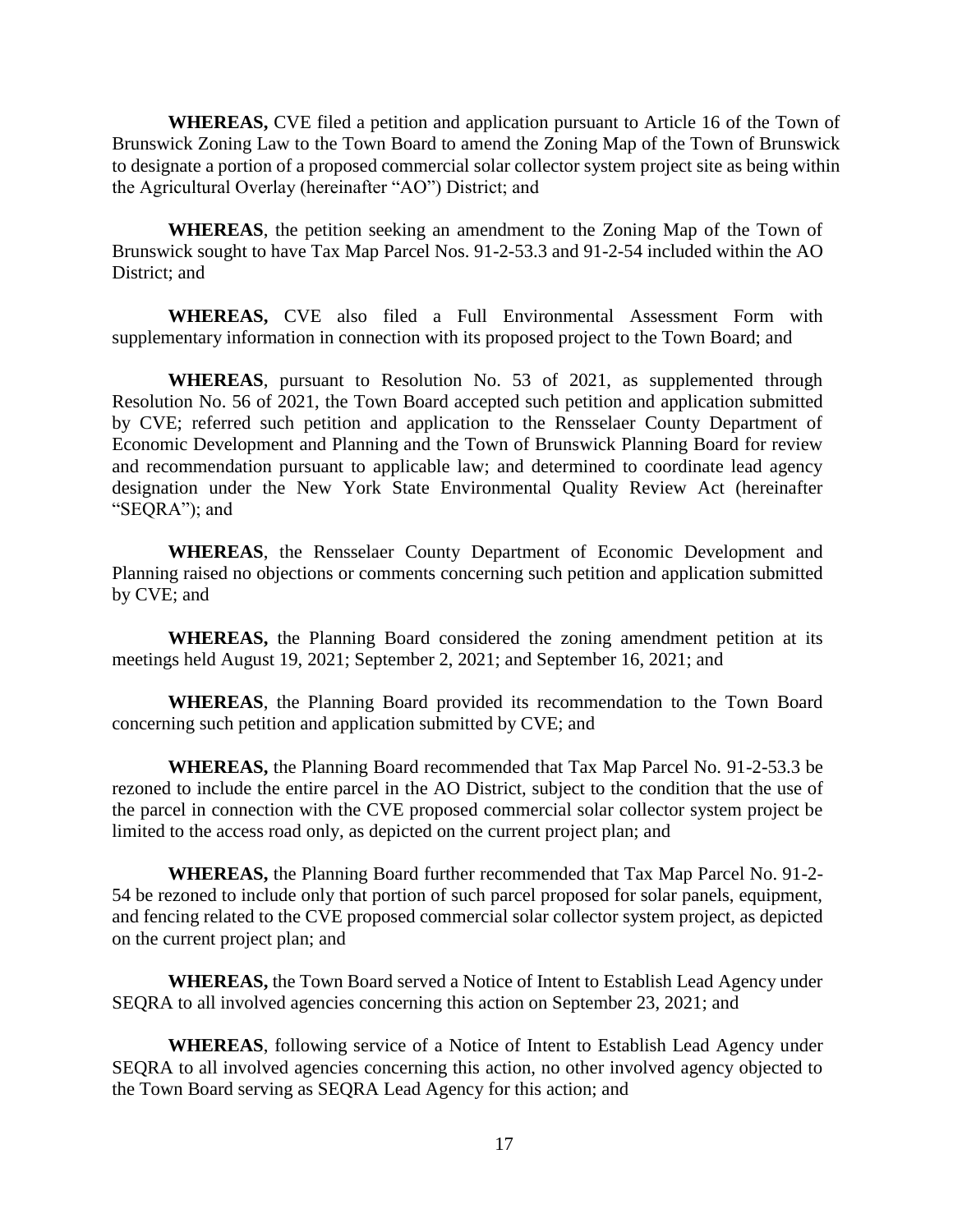**WHEREAS,** CVE filed a petition and application pursuant to Article 16 of the Town of Brunswick Zoning Law to the Town Board to amend the Zoning Map of the Town of Brunswick to designate a portion of a proposed commercial solar collector system project site as being within the Agricultural Overlay (hereinafter "AO") District; and

**WHEREAS**, the petition seeking an amendment to the Zoning Map of the Town of Brunswick sought to have Tax Map Parcel Nos. 91-2-53.3 and 91-2-54 included within the AO District; and

**WHEREAS,** CVE also filed a Full Environmental Assessment Form with supplementary information in connection with its proposed project to the Town Board; and

**WHEREAS**, pursuant to Resolution No. 53 of 2021, as supplemented through Resolution No. 56 of 2021, the Town Board accepted such petition and application submitted by CVE; referred such petition and application to the Rensselaer County Department of Economic Development and Planning and the Town of Brunswick Planning Board for review and recommendation pursuant to applicable law; and determined to coordinate lead agency designation under the New York State Environmental Quality Review Act (hereinafter "SEQRA"); and

**WHEREAS**, the Rensselaer County Department of Economic Development and Planning raised no objections or comments concerning such petition and application submitted by CVE; and

**WHEREAS,** the Planning Board considered the zoning amendment petition at its meetings held August 19, 2021; September 2, 2021; and September 16, 2021; and

**WHEREAS**, the Planning Board provided its recommendation to the Town Board concerning such petition and application submitted by CVE; and

**WHEREAS,** the Planning Board recommended that Tax Map Parcel No. 91-2-53.3 be rezoned to include the entire parcel in the AO District, subject to the condition that the use of the parcel in connection with the CVE proposed commercial solar collector system project be limited to the access road only, as depicted on the current project plan; and

**WHEREAS,** the Planning Board further recommended that Tax Map Parcel No. 91-2-54 be rezoned to include only that portion of such parcel proposed for solar panels, equipment, and fencing related to the CVE proposed commercial solar collector system project, as depicted on the current project plan; and

**WHEREAS,** the Town Board served a Notice of Intent to Establish Lead Agency under SEQRA to all involved agencies concerning this action on September 23, 2021; and

**WHEREAS**, following service of a Notice of Intent to Establish Lead Agency under SEQRA to all involved agencies concerning this action, no other involved agency objected to the Town Board serving as SEQRA Lead Agency for this action; and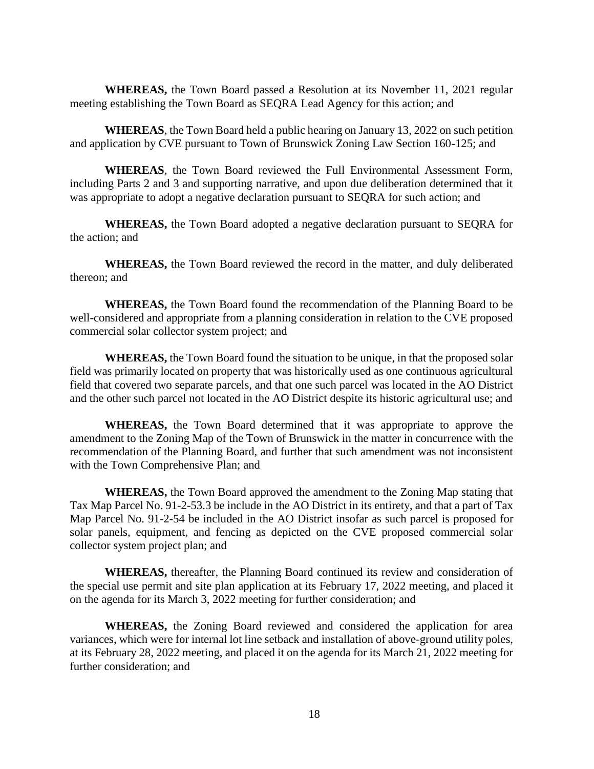**WHEREAS,** the Town Board passed a Resolution at its November 11, 2021 regular meeting establishing the Town Board as SEQRA Lead Agency for this action; and

**WHEREAS**, the Town Board held a public hearing on January 13, 2022 on such petition and application by CVE pursuant to Town of Brunswick Zoning Law Section 160-125; and

**WHEREAS**, the Town Board reviewed the Full Environmental Assessment Form, including Parts 2 and 3 and supporting narrative, and upon due deliberation determined that it was appropriate to adopt a negative declaration pursuant to SEQRA for such action; and

**WHEREAS,** the Town Board adopted a negative declaration pursuant to SEQRA for the action; and

**WHEREAS,** the Town Board reviewed the record in the matter, and duly deliberated thereon; and

**WHEREAS,** the Town Board found the recommendation of the Planning Board to be well-considered and appropriate from a planning consideration in relation to the CVE proposed commercial solar collector system project; and

**WHEREAS,** the Town Board found the situation to be unique, in that the proposed solar field was primarily located on property that was historically used as one continuous agricultural field that covered two separate parcels, and that one such parcel was located in the AO District and the other such parcel not located in the AO District despite its historic agricultural use; and

**WHEREAS,** the Town Board determined that it was appropriate to approve the amendment to the Zoning Map of the Town of Brunswick in the matter in concurrence with the recommendation of the Planning Board, and further that such amendment was not inconsistent with the Town Comprehensive Plan; and

**WHEREAS,** the Town Board approved the amendment to the Zoning Map stating that Tax Map Parcel No. 91-2-53.3 be include in the AO District in its entirety, and that a part of Tax Map Parcel No. 91-2-54 be included in the AO District insofar as such parcel is proposed for solar panels, equipment, and fencing as depicted on the CVE proposed commercial solar collector system project plan; and

**WHEREAS,** thereafter, the Planning Board continued its review and consideration of the special use permit and site plan application at its February 17, 2022 meeting, and placed it on the agenda for its March 3, 2022 meeting for further consideration; and

**WHEREAS,** the Zoning Board reviewed and considered the application for area variances, which were for internal lot line setback and installation of above-ground utility poles, at its February 28, 2022 meeting, and placed it on the agenda for its March 21, 2022 meeting for further consideration; and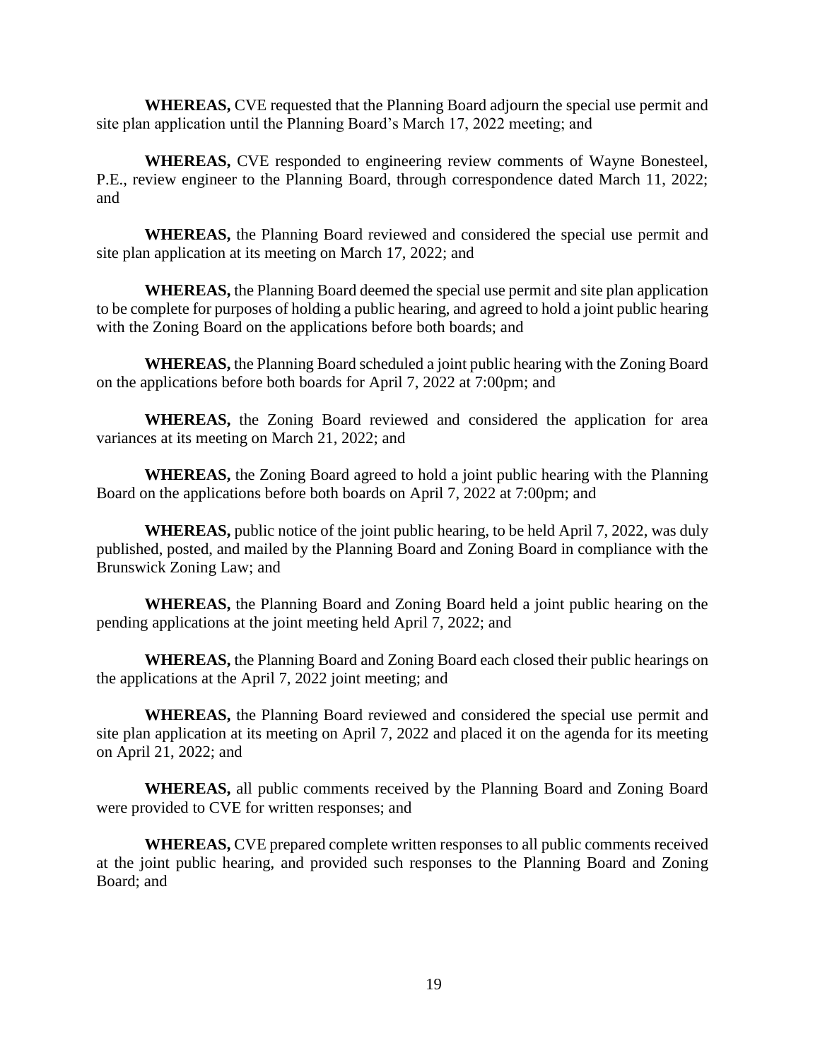**WHEREAS,** CVE requested that the Planning Board adjourn the special use permit and site plan application until the Planning Board's March 17, 2022 meeting; and

**WHEREAS,** CVE responded to engineering review comments of Wayne Bonesteel, P.E., review engineer to the Planning Board, through correspondence dated March 11, 2022; and

**WHEREAS,** the Planning Board reviewed and considered the special use permit and site plan application at its meeting on March 17, 2022; and

**WHEREAS,** the Planning Board deemed the special use permit and site plan application to be complete for purposes of holding a public hearing, and agreed to hold a joint public hearing with the Zoning Board on the applications before both boards; and

**WHEREAS,** the Planning Board scheduled a joint public hearing with the Zoning Board on the applications before both boards for April 7, 2022 at 7:00pm; and

**WHEREAS,** the Zoning Board reviewed and considered the application for area variances at its meeting on March 21, 2022; and

**WHEREAS,** the Zoning Board agreed to hold a joint public hearing with the Planning Board on the applications before both boards on April 7, 2022 at 7:00pm; and

**WHEREAS,** public notice of the joint public hearing, to be held April 7, 2022, was duly published, posted, and mailed by the Planning Board and Zoning Board in compliance with the Brunswick Zoning Law; and

**WHEREAS,** the Planning Board and Zoning Board held a joint public hearing on the pending applications at the joint meeting held April 7, 2022; and

**WHEREAS,** the Planning Board and Zoning Board each closed their public hearings on the applications at the April 7, 2022 joint meeting; and

**WHEREAS,** the Planning Board reviewed and considered the special use permit and site plan application at its meeting on April 7, 2022 and placed it on the agenda for its meeting on April 21, 2022; and

**WHEREAS,** all public comments received by the Planning Board and Zoning Board were provided to CVE for written responses; and

**WHEREAS,** CVE prepared complete written responses to all public comments received at the joint public hearing, and provided such responses to the Planning Board and Zoning Board; and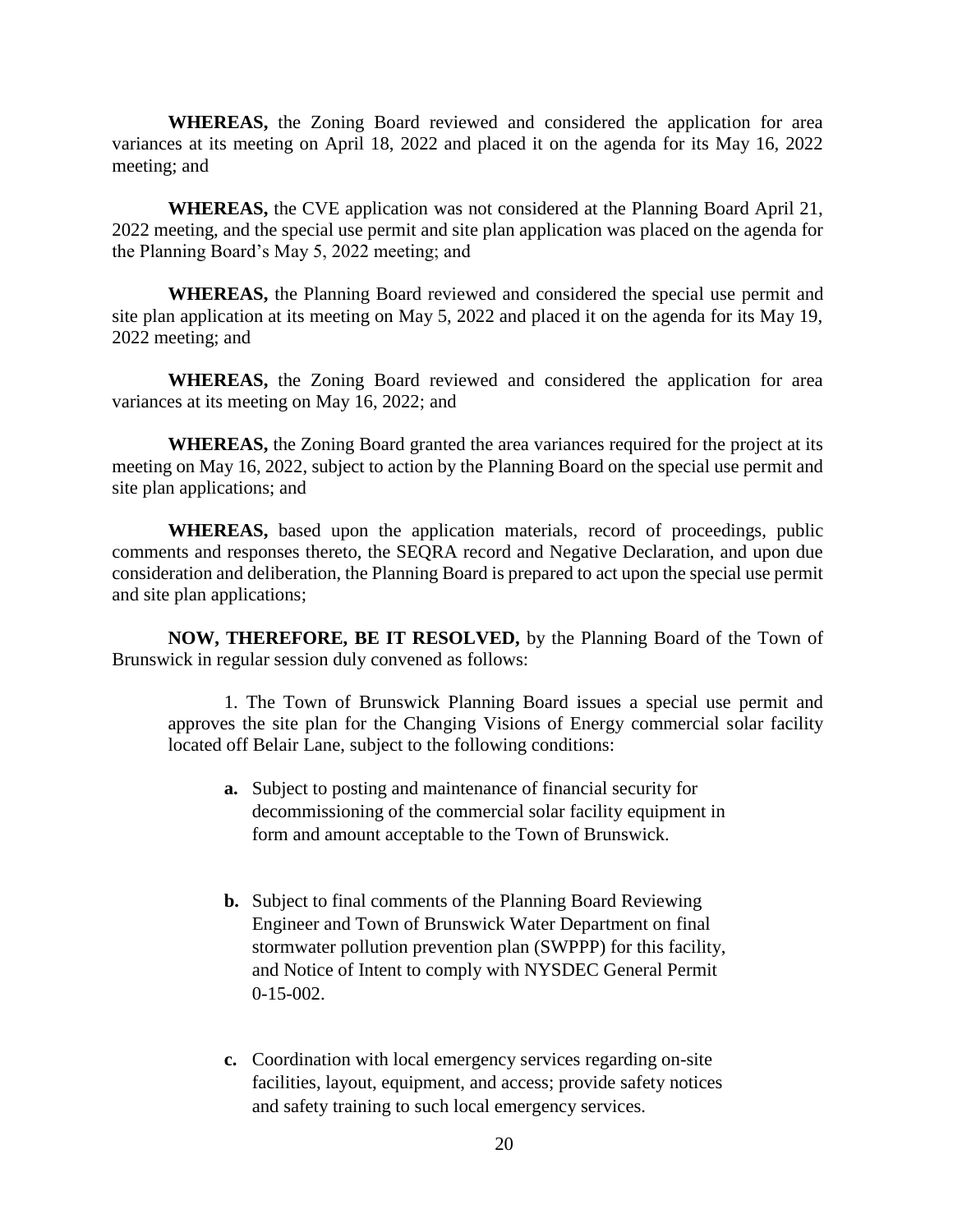**WHEREAS,** the Zoning Board reviewed and considered the application for area variances at its meeting on April 18, 2022 and placed it on the agenda for its May 16, 2022 meeting; and

**WHEREAS,** the CVE application was not considered at the Planning Board April 21, 2022 meeting, and the special use permit and site plan application was placed on the agenda for the Planning Board's May 5, 2022 meeting; and

**WHEREAS,** the Planning Board reviewed and considered the special use permit and site plan application at its meeting on May 5, 2022 and placed it on the agenda for its May 19, 2022 meeting; and

**WHEREAS,** the Zoning Board reviewed and considered the application for area variances at its meeting on May 16, 2022; and

**WHEREAS,** the Zoning Board granted the area variances required for the project at its meeting on May 16, 2022, subject to action by the Planning Board on the special use permit and site plan applications; and

**WHEREAS,** based upon the application materials, record of proceedings, public comments and responses thereto, the SEQRA record and Negative Declaration, and upon due consideration and deliberation, the Planning Board is prepared to act upon the special use permit and site plan applications;

**NOW, THEREFORE, BE IT RESOLVED,** by the Planning Board of the Town of Brunswick in regular session duly convened as follows:

1. The Town of Brunswick Planning Board issues a special use permit and approves the site plan for the Changing Visions of Energy commercial solar facility located off Belair Lane, subject to the following conditions:

   **a.** Subject to posting and maintenance of financial security for decommissioning of the commercial solar facility equipment in form and amount acceptable to the Town of Brunswick.

   **b.** Subject to final comments of the Planning Board Reviewing Engineer and Town of Brunswick Water Department on final stormwater pollution prevention plan (SWPPP) for this facility, and Notice of Intent to comply with NYSDEC General Permit 0-15-002.

   **c.** Coordination with local emergency services regarding on-site facilities, layout, equipment, and access; provide safety notices and safety training to such local emergency services.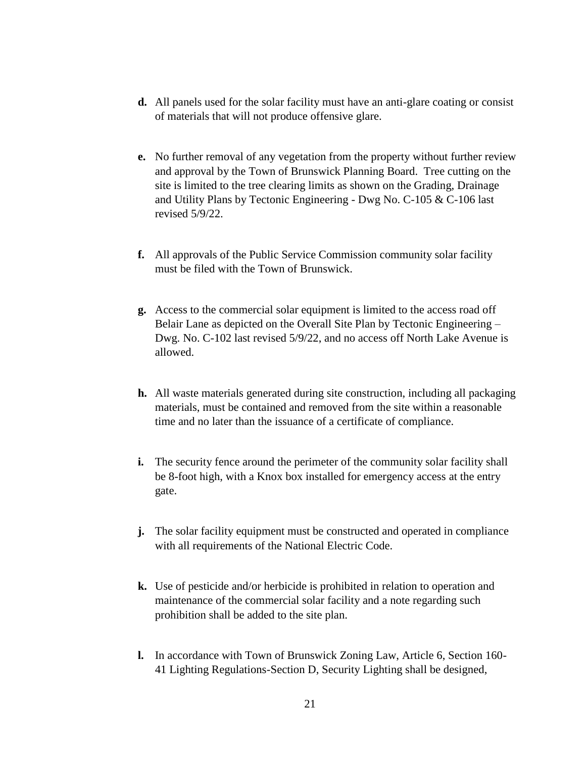**d.** All panels used for the solar facility must have an anti-glare coating or consist of materials that will not produce offensive glare.

**e.** No further removal of any vegetation from the property without further review and approval by the Town of Brunswick Planning Board. Tree cutting on the site is limited to the tree clearing limits as shown on the Grading, Drainage and Utility Plans by Tectonic Engineering - Dwg No. C-105 & C-106 last revised 5/9/22.

**f.** All approvals of the Public Service Commission community solar facility must be filed with the Town of Brunswick.

**g.** Access to the commercial solar equipment is limited to the access road off Belair Lane as depicted on the Overall Site Plan by Tectonic Engineering – Dwg. No. C-102 last revised 5/9/22, and no access off North Lake Avenue is allowed.

**h.** All waste materials generated during site construction, including all packaging materials, must be contained and removed from the site within a reasonable time and no later than the issuance of a certificate of compliance.

**i.** The security fence around the perimeter of the community solar facility shall be 8-foot high, with a Knox box installed for emergency access at the entry gate.

**j.** The solar facility equipment must be constructed and operated in compliance with all requirements of the National Electric Code.

**k.** Use of pesticide and/or herbicide is prohibited in relation to operation and maintenance of the commercial solar facility and a note regarding such prohibition shall be added to the site plan.

**l.** In accordance with Town of Brunswick Zoning Law, Article 6, Section 160-41 Lighting Regulations-Section D, Security Lighting shall be designed,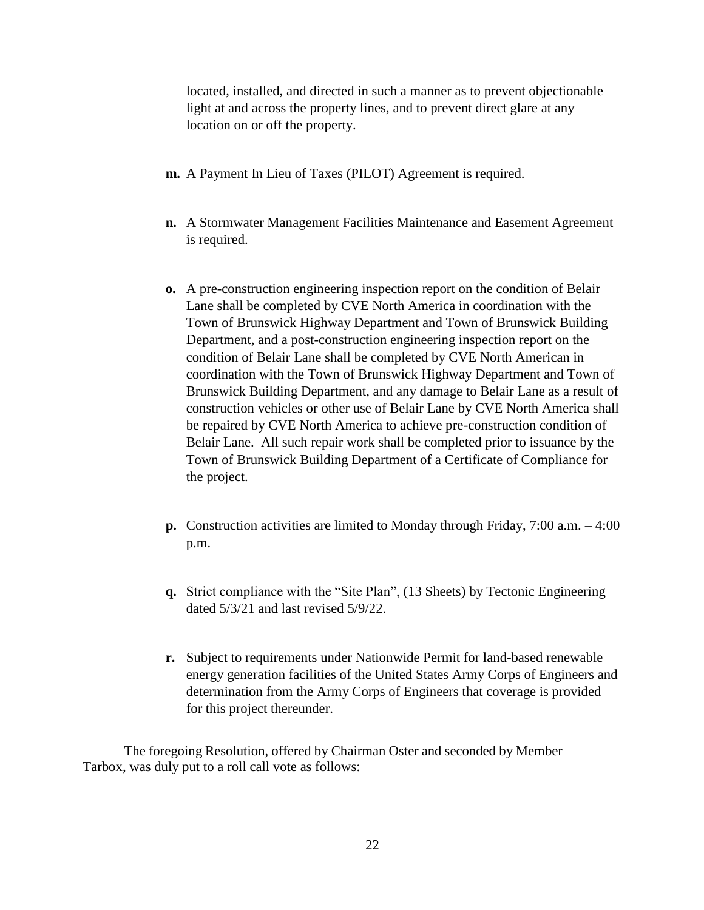located, installed, and directed in such a manner as to prevent objectionable light at and across the property lines, and to prevent direct glare at any location on or off the property.

- **m.** A Payment In Lieu of Taxes (PILOT) Agreement is required.

- **n.** A Stormwater Management Facilities Maintenance and Easement Agreement is required.

- **o.** A pre-construction engineering inspection report on the condition of Belair Lane shall be completed by CVE North America in coordination with the Town of Brunswick Highway Department and Town of Brunswick Building Department, and a post-construction engineering inspection report on the condition of Belair Lane shall be completed by CVE North American in coordination with the Town of Brunswick Highway Department and Town of Brunswick Building Department, and any damage to Belair Lane as a result of construction vehicles or other use of Belair Lane by CVE North America shall be repaired by CVE North America to achieve pre-construction condition of Belair Lane. All such repair work shall be completed prior to issuance by the Town of Brunswick Building Department of a Certificate of Compliance for the project.

- **p.** Construction activities are limited to Monday through Friday, 7:00 a.m. – 4:00 p.m.

- **q.** Strict compliance with the "Site Plan", (13 Sheets) by Tectonic Engineering dated 5/3/21 and last revised 5/9/22.

- **r.** Subject to requirements under Nationwide Permit for land-based renewable energy generation facilities of the United States Army Corps of Engineers and determination from the Army Corps of Engineers that coverage is provided for this project thereunder.

The foregoing Resolution, offered by Chairman Oster and seconded by Member Tarbox, was duly put to a roll call vote as follows: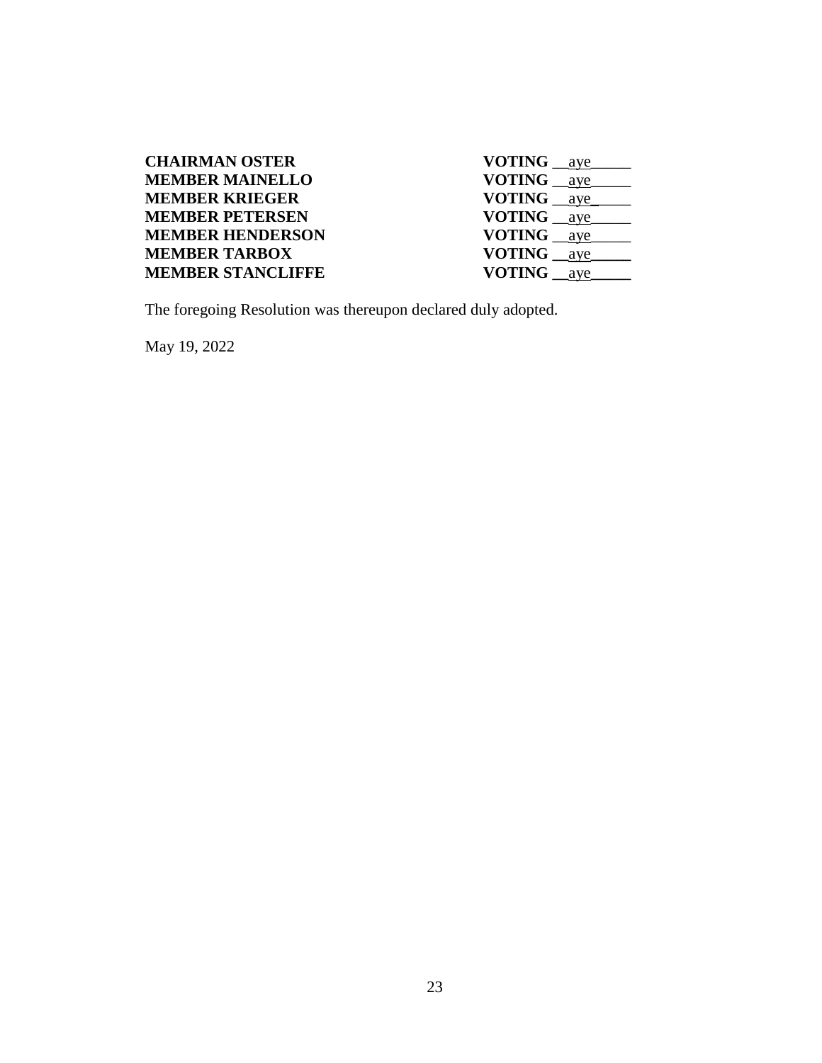| | |
|---|---|
| **CHAIRMAN OSTER** | **VOTING** __aye_____ |
| **MEMBER MAINELLO** | **VOTING** __aye_____ |
| **MEMBER KRIEGER** | **VOTING** __aye_____ |
| **MEMBER PETERSEN** | **VOTING** __aye_____ |
| **MEMBER HENDERSON** | **VOTING** __aye_____ |
| **MEMBER TARBOX** | **VOTING** __aye_____ |
| **MEMBER STANCLIFFE** | **VOTING** __aye_____ |

The foregoing Resolution was thereupon declared duly adopted.

May 19, 2022